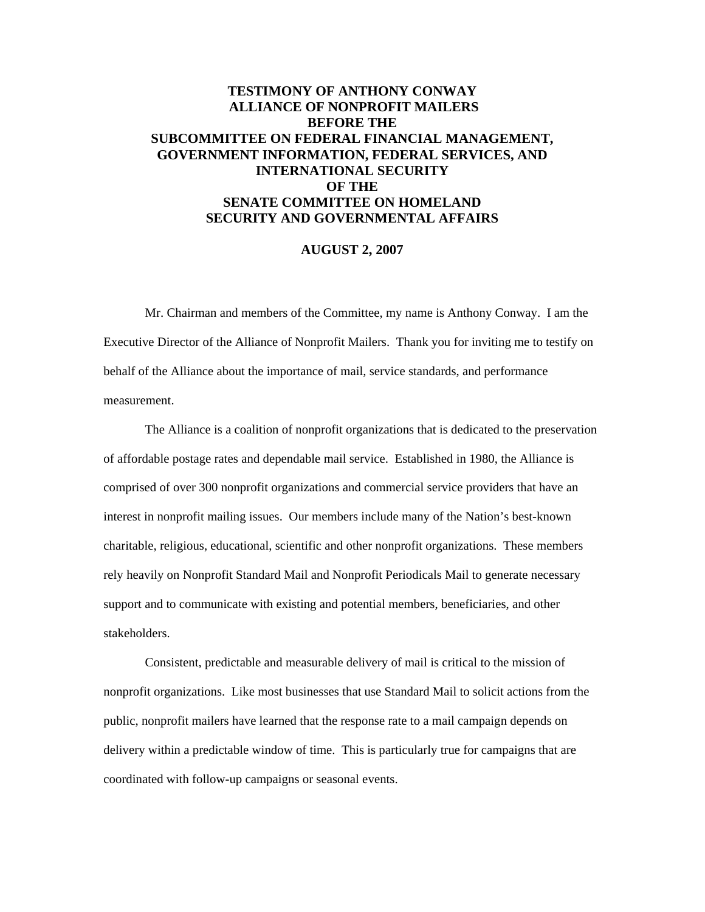# TESTIMONY OF ANTHONY CONWAY
# ALLIANCE OF NONPROFIT MAILERS
# BEFORE THE
# SUBCOMMITTEE ON FEDERAL FINANCIAL MANAGEMENT, GOVERNMENT INFORMATION, FEDERAL SERVICES, AND INTERNATIONAL SECURITY
# OF THE
# SENATE COMMITTEE ON HOMELAND SECURITY AND GOVERNMENTAL AFFAIRS

**AUGUST 2, 2007**

Mr. Chairman and members of the Committee, my name is Anthony Conway. I am the Executive Director of the Alliance of Nonprofit Mailers. Thank you for inviting me to testify on behalf of the Alliance about the importance of mail, service standards, and performance measurement.

The Alliance is a coalition of nonprofit organizations that is dedicated to the preservation of affordable postage rates and dependable mail service. Established in 1980, the Alliance is comprised of over 300 nonprofit organizations and commercial service providers that have an interest in nonprofit mailing issues. Our members include many of the Nation's best-known charitable, religious, educational, scientific and other nonprofit organizations. These members rely heavily on Nonprofit Standard Mail and Nonprofit Periodicals Mail to generate necessary support and to communicate with existing and potential members, beneficiaries, and other stakeholders.

Consistent, predictable and measurable delivery of mail is critical to the mission of nonprofit organizations. Like most businesses that use Standard Mail to solicit actions from the public, nonprofit mailers have learned that the response rate to a mail campaign depends on delivery within a predictable window of time. This is particularly true for campaigns that are coordinated with follow-up campaigns or seasonal events.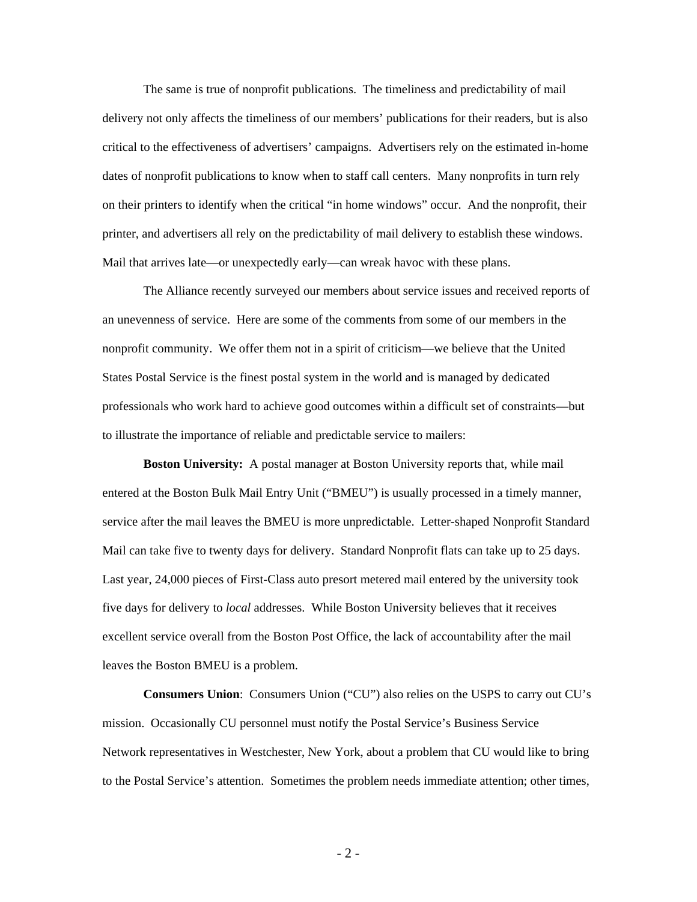The same is true of nonprofit publications. The timeliness and predictability of mail delivery not only affects the timeliness of our members' publications for their readers, but is also critical to the effectiveness of advertisers' campaigns. Advertisers rely on the estimated in-home dates of nonprofit publications to know when to staff call centers. Many nonprofits in turn rely on their printers to identify when the critical "in home windows" occur. And the nonprofit, their printer, and advertisers all rely on the predictability of mail delivery to establish these windows. Mail that arrives late—or unexpectedly early—can wreak havoc with these plans.

The Alliance recently surveyed our members about service issues and received reports of an unevenness of service. Here are some of the comments from some of our members in the nonprofit community. We offer them not in a spirit of criticism—we believe that the United States Postal Service is the finest postal system in the world and is managed by dedicated professionals who work hard to achieve good outcomes within a difficult set of constraints—but to illustrate the importance of reliable and predictable service to mailers:

**Boston University:** A postal manager at Boston University reports that, while mail entered at the Boston Bulk Mail Entry Unit ("BMEU") is usually processed in a timely manner, service after the mail leaves the BMEU is more unpredictable. Letter-shaped Nonprofit Standard Mail can take five to twenty days for delivery. Standard Nonprofit flats can take up to 25 days. Last year, 24,000 pieces of First-Class auto presort metered mail entered by the university took five days for delivery to *local* addresses. While Boston University believes that it receives excellent service overall from the Boston Post Office, the lack of accountability after the mail leaves the Boston BMEU is a problem.

**Consumers Union**: Consumers Union ("CU") also relies on the USPS to carry out CU's mission. Occasionally CU personnel must notify the Postal Service's Business Service Network representatives in Westchester, New York, about a problem that CU would like to bring to the Postal Service's attention. Sometimes the problem needs immediate attention; other times,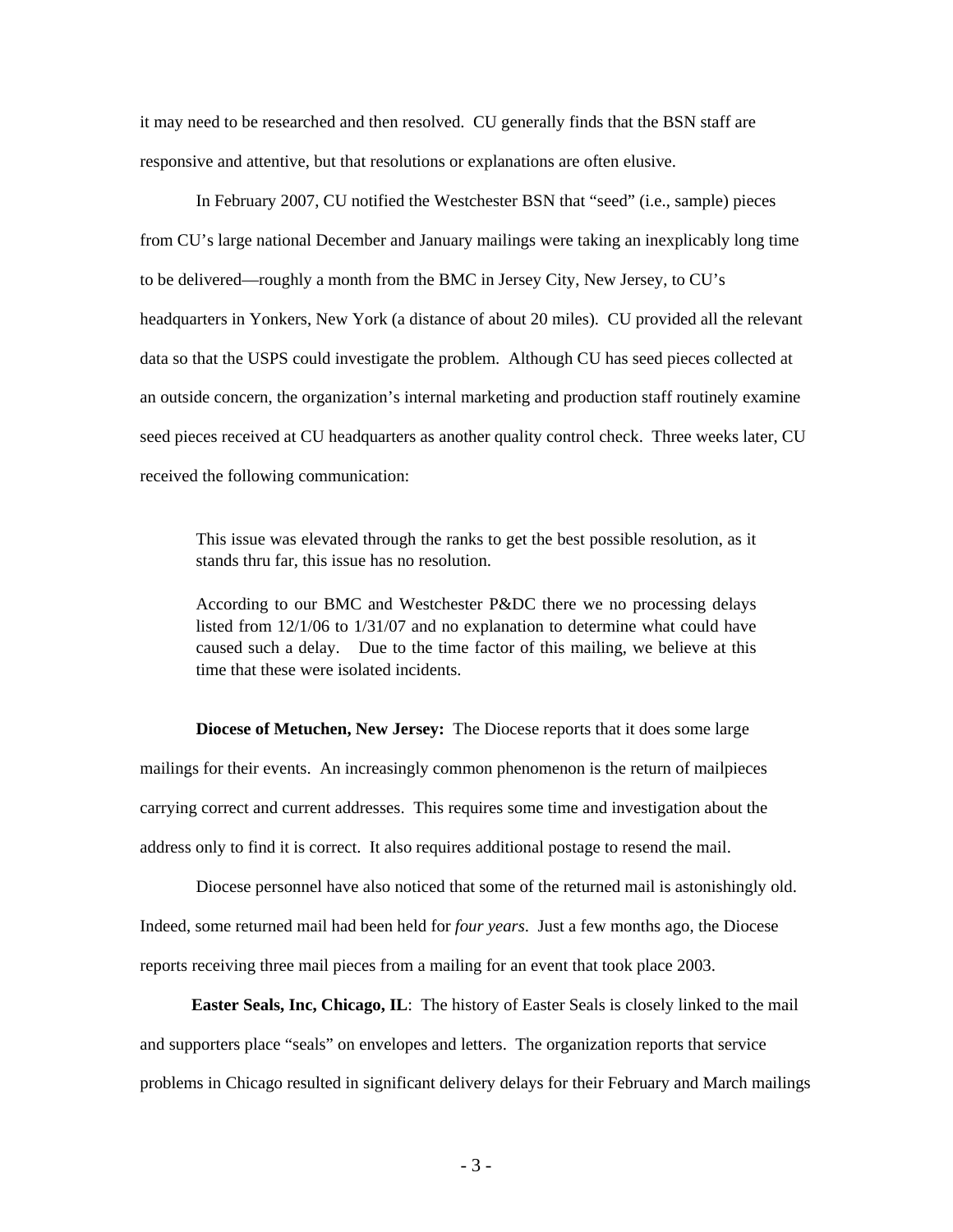it may need to be researched and then resolved. CU generally finds that the BSN staff are responsive and attentive, but that resolutions or explanations are often elusive.

In February 2007, CU notified the Westchester BSN that "seed" (i.e., sample) pieces from CU's large national December and January mailings were taking an inexplicably long time to be delivered—roughly a month from the BMC in Jersey City, New Jersey, to CU's headquarters in Yonkers, New York (a distance of about 20 miles). CU provided all the relevant data so that the USPS could investigate the problem. Although CU has seed pieces collected at an outside concern, the organization's internal marketing and production staff routinely examine seed pieces received at CU headquarters as another quality control check. Three weeks later, CU received the following communication:

> This issue was elevated through the ranks to get the best possible resolution, as it stands thru far, this issue has no resolution.
>
> According to our BMC and Westchester P&DC there we no processing delays listed from 12/1/06 to 1/31/07 and no explanation to determine what could have caused such a delay. Due to the time factor of this mailing, we believe at this time that these were isolated incidents.

**Diocese of Metuchen, New Jersey:** The Diocese reports that it does some large mailings for their events. An increasingly common phenomenon is the return of mailpieces carrying correct and current addresses. This requires some time and investigation about the address only to find it is correct. It also requires additional postage to resend the mail.

Diocese personnel have also noticed that some of the returned mail is astonishingly old. Indeed, some returned mail had been held for *four years*. Just a few months ago, the Diocese reports receiving three mail pieces from a mailing for an event that took place 2003.

**Easter Seals, Inc, Chicago, IL**: The history of Easter Seals is closely linked to the mail and supporters place "seals" on envelopes and letters. The organization reports that service problems in Chicago resulted in significant delivery delays for their February and March mailings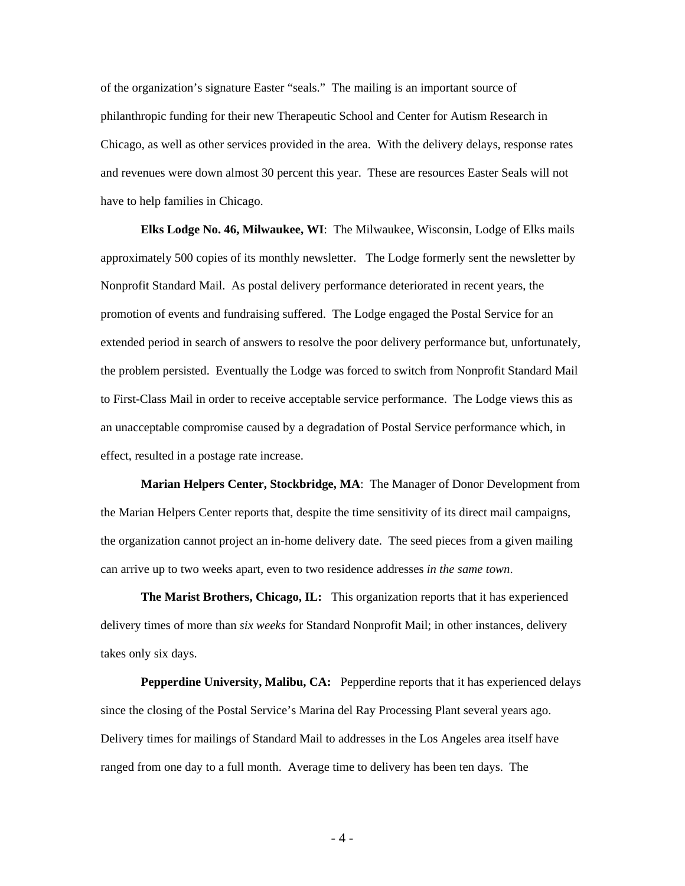of the organization's signature Easter "seals." The mailing is an important source of philanthropic funding for their new Therapeutic School and Center for Autism Research in Chicago, as well as other services provided in the area. With the delivery delays, response rates and revenues were down almost 30 percent this year. These are resources Easter Seals will not have to help families in Chicago.

**Elks Lodge No. 46, Milwaukee, WI**: The Milwaukee, Wisconsin, Lodge of Elks mails approximately 500 copies of its monthly newsletter. The Lodge formerly sent the newsletter by Nonprofit Standard Mail. As postal delivery performance deteriorated in recent years, the promotion of events and fundraising suffered. The Lodge engaged the Postal Service for an extended period in search of answers to resolve the poor delivery performance but, unfortunately, the problem persisted. Eventually the Lodge was forced to switch from Nonprofit Standard Mail to First-Class Mail in order to receive acceptable service performance. The Lodge views this as an unacceptable compromise caused by a degradation of Postal Service performance which, in effect, resulted in a postage rate increase.

**Marian Helpers Center, Stockbridge, MA**: The Manager of Donor Development from the Marian Helpers Center reports that, despite the time sensitivity of its direct mail campaigns, the organization cannot project an in-home delivery date. The seed pieces from a given mailing can arrive up to two weeks apart, even to two residence addresses *in the same town*.

**The Marist Brothers, Chicago, IL:** This organization reports that it has experienced delivery times of more than *six weeks* for Standard Nonprofit Mail; in other instances, delivery takes only six days.

**Pepperdine University, Malibu, CA:** Pepperdine reports that it has experienced delays since the closing of the Postal Service's Marina del Ray Processing Plant several years ago. Delivery times for mailings of Standard Mail to addresses in the Los Angeles area itself have ranged from one day to a full month. Average time to delivery has been ten days. The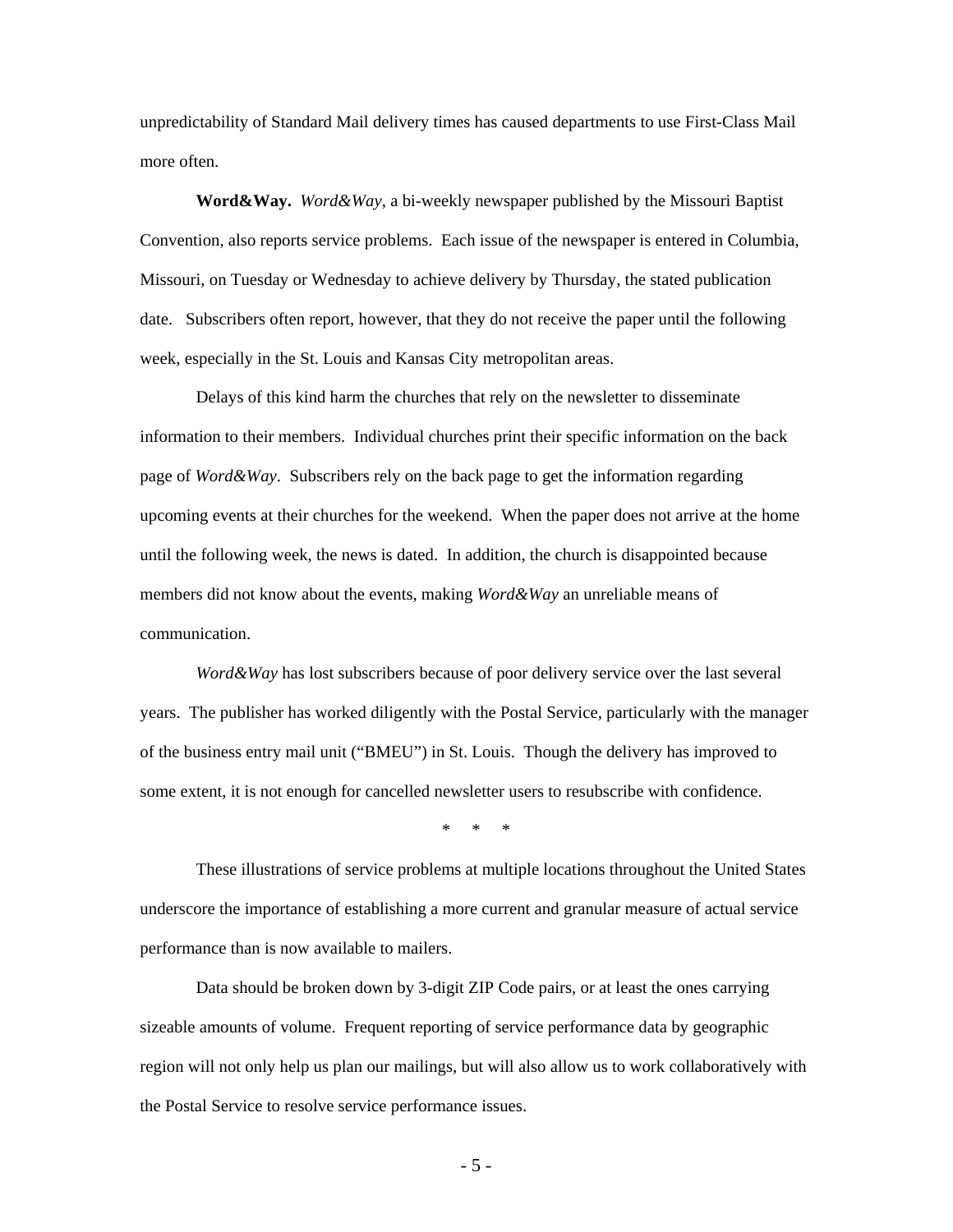unpredictability of Standard Mail delivery times has caused departments to use First-Class Mail more often.

**Word&Way.** *Word&Way*, a bi-weekly newspaper published by the Missouri Baptist Convention, also reports service problems. Each issue of the newspaper is entered in Columbia, Missouri, on Tuesday or Wednesday to achieve delivery by Thursday, the stated publication date. Subscribers often report, however, that they do not receive the paper until the following week, especially in the St. Louis and Kansas City metropolitan areas.

Delays of this kind harm the churches that rely on the newsletter to disseminate information to their members. Individual churches print their specific information on the back page of *Word&Way*. Subscribers rely on the back page to get the information regarding upcoming events at their churches for the weekend. When the paper does not arrive at the home until the following week, the news is dated. In addition, the church is disappointed because members did not know about the events, making *Word&Way* an unreliable means of communication.

*Word&Way* has lost subscribers because of poor delivery service over the last several years. The publisher has worked diligently with the Postal Service, particularly with the manager of the business entry mail unit ("BMEU") in St. Louis. Though the delivery has improved to some extent, it is not enough for cancelled newsletter users to resubscribe with confidence.

\* \* \*

These illustrations of service problems at multiple locations throughout the United States underscore the importance of establishing a more current and granular measure of actual service performance than is now available to mailers.

Data should be broken down by 3-digit ZIP Code pairs, or at least the ones carrying sizeable amounts of volume. Frequent reporting of service performance data by geographic region will not only help us plan our mailings, but will also allow us to work collaboratively with the Postal Service to resolve service performance issues.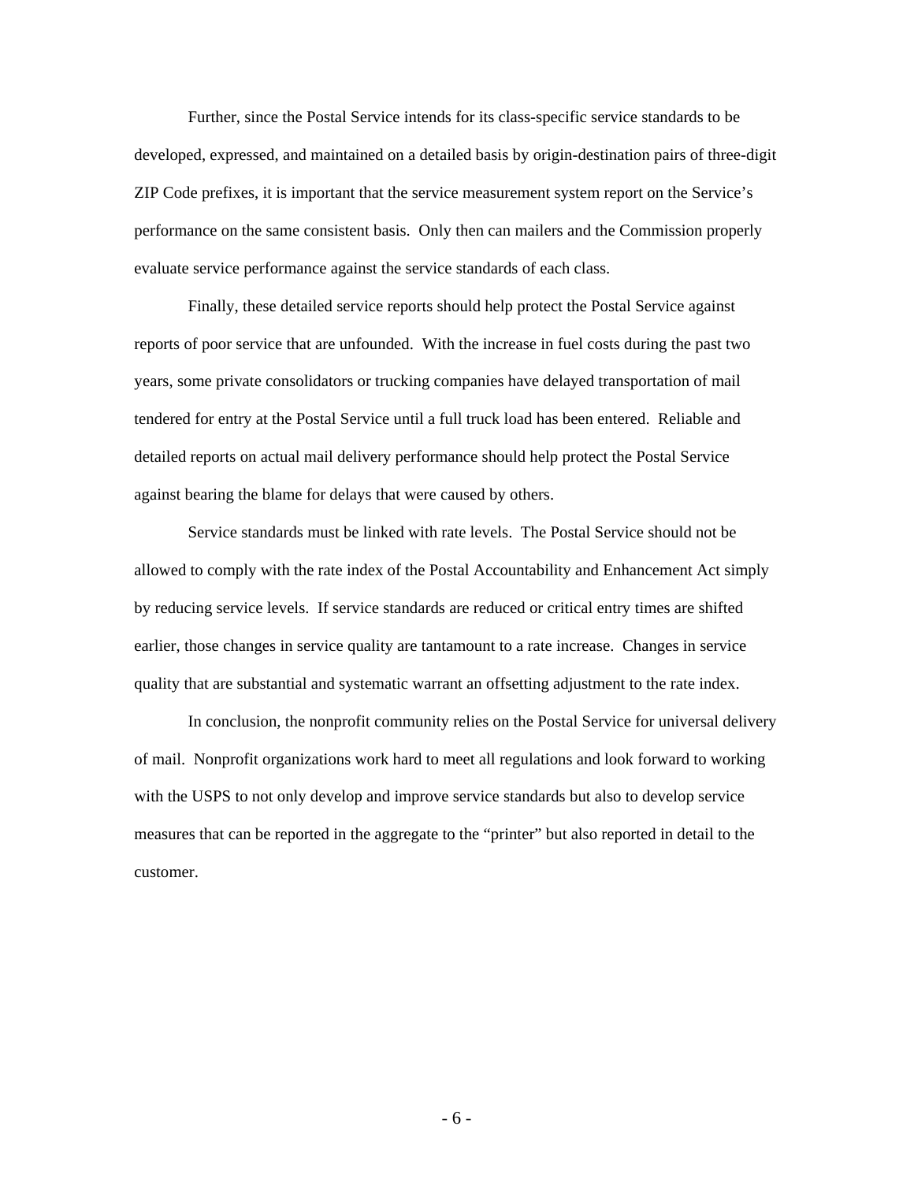Further, since the Postal Service intends for its class-specific service standards to be developed, expressed, and maintained on a detailed basis by origin-destination pairs of three-digit ZIP Code prefixes, it is important that the service measurement system report on the Service's performance on the same consistent basis. Only then can mailers and the Commission properly evaluate service performance against the service standards of each class.

Finally, these detailed service reports should help protect the Postal Service against reports of poor service that are unfounded. With the increase in fuel costs during the past two years, some private consolidators or trucking companies have delayed transportation of mail tendered for entry at the Postal Service until a full truck load has been entered. Reliable and detailed reports on actual mail delivery performance should help protect the Postal Service against bearing the blame for delays that were caused by others.

Service standards must be linked with rate levels. The Postal Service should not be allowed to comply with the rate index of the Postal Accountability and Enhancement Act simply by reducing service levels. If service standards are reduced or critical entry times are shifted earlier, those changes in service quality are tantamount to a rate increase. Changes in service quality that are substantial and systematic warrant an offsetting adjustment to the rate index.

In conclusion, the nonprofit community relies on the Postal Service for universal delivery of mail. Nonprofit organizations work hard to meet all regulations and look forward to working with the USPS to not only develop and improve service standards but also to develop service measures that can be reported in the aggregate to the "printer" but also reported in detail to the customer.